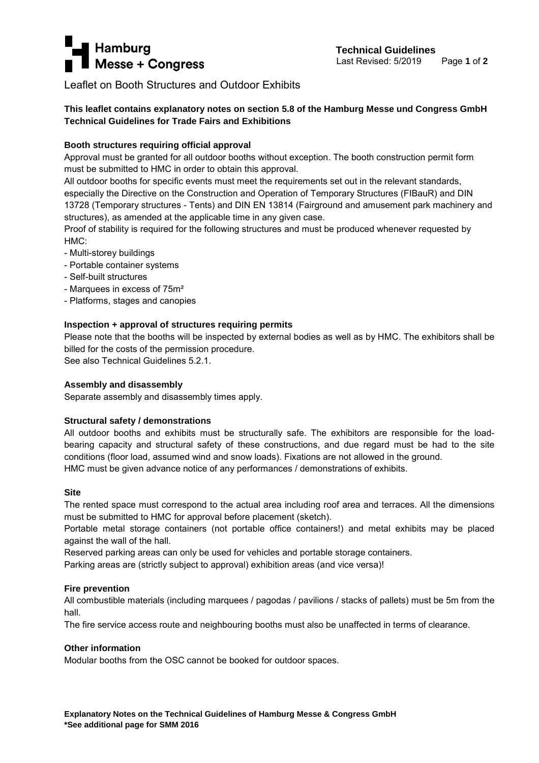# Leaflet on Booth Structures and Outdoor Exhibits

**This leaflet contains explanatory notes on section 5.8 of the Hamburg Messe und Congress GmbH Technical Guidelines for Trade Fairs and Exhibitions**

## Booth structures requiring official approval

Approval must be granted for all outdoor booths without exception. The booth construction permit form must be submitted to HMC in order to obtain this approval.

All outdoor booths for specific events must meet the requirements set out in the relevant standards, especially the Directive on the Construction and Operation of Temporary Structures (FIBauR) and DIN 13728 (Temporary structures - Tents) and DIN EN 13814 (Fairground and amusement park machinery and structures), as amended at the applicable time in any given case.

Proof of stability is required for the following structures and must be produced whenever requested by HMC:

- Multi-storey buildings
- Portable container systems
- Self-built structures
- Marquees in excess of 75m²
- Platforms, stages and canopies

## Inspection + approval of structures requiring permits

Please note that the booths will be inspected by external bodies as well as by HMC. The exhibitors shall be billed for the costs of the permission procedure.

See also Technical Guidelines 5.2.1.

## Assembly and disassembly

Separate assembly and disassembly times apply.

## Structural safety / demonstrations

All outdoor booths and exhibits must be structurally safe. The exhibitors are responsible for the load-bearing capacity and structural safety of these constructions, and due regard must be had to the site conditions (floor load, assumed wind and snow loads). Fixations are not allowed in the ground.

HMC must be given advance notice of any performances / demonstrations of exhibits.

## Site

The rented space must correspond to the actual area including roof area and terraces. All the dimensions must be submitted to HMC for approval before placement (sketch).

Portable metal storage containers (not portable office containers!) and metal exhibits may be placed against the wall of the hall.

Reserved parking areas can only be used for vehicles and portable storage containers.

Parking areas are (strictly subject to approval) exhibition areas (and vice versa)!

## Fire prevention

All combustible materials (including marquees / pagodas / pavilions / stacks of pallets) must be 5m from the hall.

The fire service access route and neighbouring booths must also be unaffected in terms of clearance.

## Other information

Modular booths from the OSC cannot be booked for outdoor spaces.

**Explanatory Notes on the Technical Guidelines of Hamburg Messe & Congress GmbH**
**\*See additional page for SMM 2016**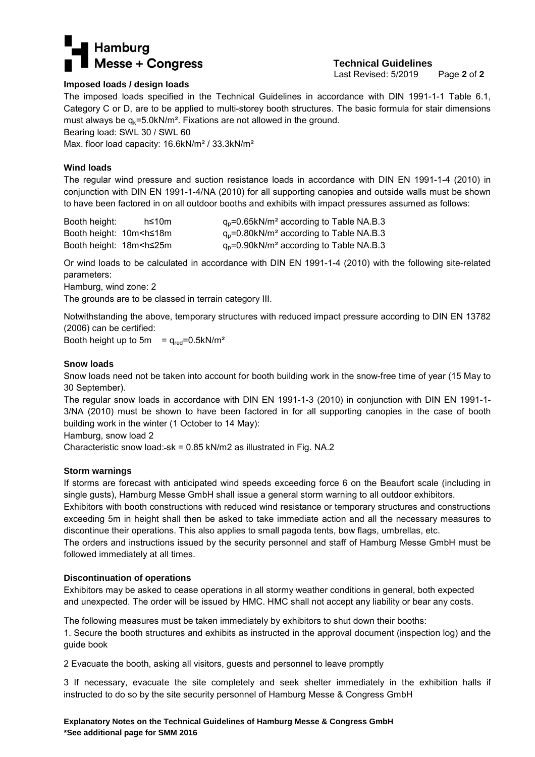## Imposed loads / design loads

The imposed loads specified in the Technical Guidelines in accordance with DIN 1991-1-1 Table 6.1, Category C or D, are to be applied to multi-storey booth structures. The basic formula for stair dimensions must always be $q_k$=5.0kN/m². Fixations are not allowed in the ground.

Bearing load: SWL 30 / SWL 60

Max. floor load capacity: 16.6kN/m² / 33.3kN/m²

## Wind loads

The regular wind pressure and suction resistance loads in accordance with DIN EN 1991-1-4 (2010) in conjunction with DIN EN 1991-1-4/NA (2010) for all supporting canopies and outside walls must be shown to have been factored in on all outdoor booths and exhibits with impact pressures assumed as follows:

| | | |
|---|---|---|
| Booth height: | h≤10m | $q_p$=0.65kN/m² according to Table NA.B.3 |
| Booth height: | 10m<h≤18m | $q_p$=0.80kN/m² according to Table NA.B.3 |
| Booth height: | 18m<h≤25m | $q_p$=0.90kN/m² according to Table NA.B.3 |

Or wind loads to be calculated in accordance with DIN EN 1991-1-4 (2010) with the following site-related parameters:

Hamburg, wind zone: 2

The grounds are to be classed in terrain category III.

Notwithstanding the above, temporary structures with reduced impact pressure according to DIN EN 13782 (2006) can be certified:

Booth height up to 5m = $q_{red}$=0.5kN/m²

## Snow loads

Snow loads need not be taken into account for booth building work in the snow-free time of year (15 May to 30 September).

The regular snow loads in accordance with DIN EN 1991-1-3 (2010) in conjunction with DIN EN 1991-1-3/NA (2010) must be shown to have been factored in for all supporting canopies in the case of booth building work in the winter (1 October to 14 May):

Hamburg, snow load 2

Characteristic snow load: sk = 0.85 kN/m2 as illustrated in Fig. NA.2

## Storm warnings

If storms are forecast with anticipated wind speeds exceeding force 6 on the Beaufort scale (including in single gusts), Hamburg Messe GmbH shall issue a general storm warning to all outdoor exhibitors.

Exhibitors with booth constructions with reduced wind resistance or temporary structures and constructions exceeding 5m in height shall then be asked to take immediate action and all the necessary measures to discontinue their operations. This also applies to small pagoda tents, bow flags, umbrellas, etc.

The orders and instructions issued by the security personnel and staff of Hamburg Messe GmbH must be followed immediately at all times.

## Discontinuation of operations

Exhibitors may be asked to cease operations in all stormy weather conditions in general, both expected and unexpected. The order will be issued by HMC. HMC shall not accept any liability or bear any costs.

The following measures must be taken immediately by exhibitors to shut down their booths:

1. Secure the booth structures and exhibits as instructed in the approval document (inspection log) and the guide book

2 Evacuate the booth, asking all visitors, guests and personnel to leave promptly

3 If necessary, evacuate the site completely and seek shelter immediately in the exhibition halls if instructed to do so by the site security personnel of Hamburg Messe & Congress GmbH

**Explanatory Notes on the Technical Guidelines of Hamburg Messe & Congress GmbH**
**\*See additional page for SMM 2016**